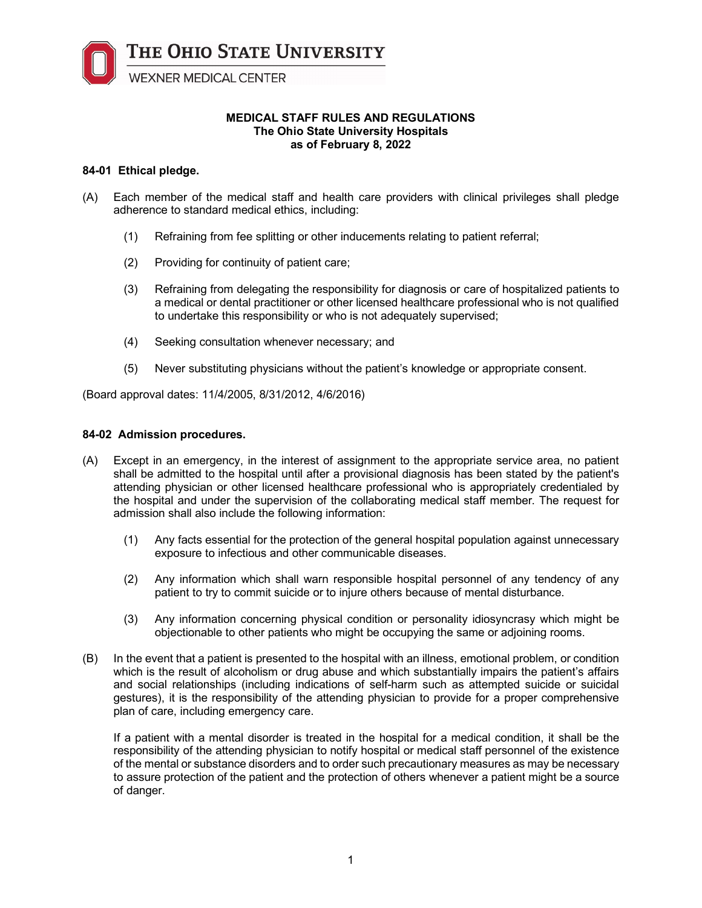THE OHIO STATE UNIVERSITY

WEXNER MEDICAL CENTER

# MEDICAL STAFF RULES AND REGULATIONS
## The Ohio State University Hospitals
## as of February 8, 2022

### 84-01 Ethical pledge.

(A) Each member of the medical staff and health care providers with clinical privileges shall pledge adherence to standard medical ethics, including:

(1) Refraining from fee splitting or other inducements relating to patient referral;

(2) Providing for continuity of patient care;

(3) Refraining from delegating the responsibility for diagnosis or care of hospitalized patients to a medical or dental practitioner or other licensed healthcare professional who is not qualified to undertake this responsibility or who is not adequately supervised;

(4) Seeking consultation whenever necessary; and

(5) Never substituting physicians without the patient's knowledge or appropriate consent.

(Board approval dates: 11/4/2005, 8/31/2012, 4/6/2016)

### 84-02 Admission procedures.

(A) Except in an emergency, in the interest of assignment to the appropriate service area, no patient shall be admitted to the hospital until after a provisional diagnosis has been stated by the patient's attending physician or other licensed healthcare professional who is appropriately credentialed by the hospital and under the supervision of the collaborating medical staff member. The request for admission shall also include the following information:

(1) Any facts essential for the protection of the general hospital population against unnecessary exposure to infectious and other communicable diseases.

(2) Any information which shall warn responsible hospital personnel of any tendency of any patient to try to commit suicide or to injure others because of mental disturbance.

(3) Any information concerning physical condition or personality idiosyncrasy which might be objectionable to other patients who might be occupying the same or adjoining rooms.

(B) In the event that a patient is presented to the hospital with an illness, emotional problem, or condition which is the result of alcoholism or drug abuse and which substantially impairs the patient's affairs and social relationships (including indications of self-harm such as attempted suicide or suicidal gestures), it is the responsibility of the attending physician to provide for a proper comprehensive plan of care, including emergency care.

If a patient with a mental disorder is treated in the hospital for a medical condition, it shall be the responsibility of the attending physician to notify hospital or medical staff personnel of the existence of the mental or substance disorders and to order such precautionary measures as may be necessary to assure protection of the patient and the protection of others whenever a patient might be a source of danger.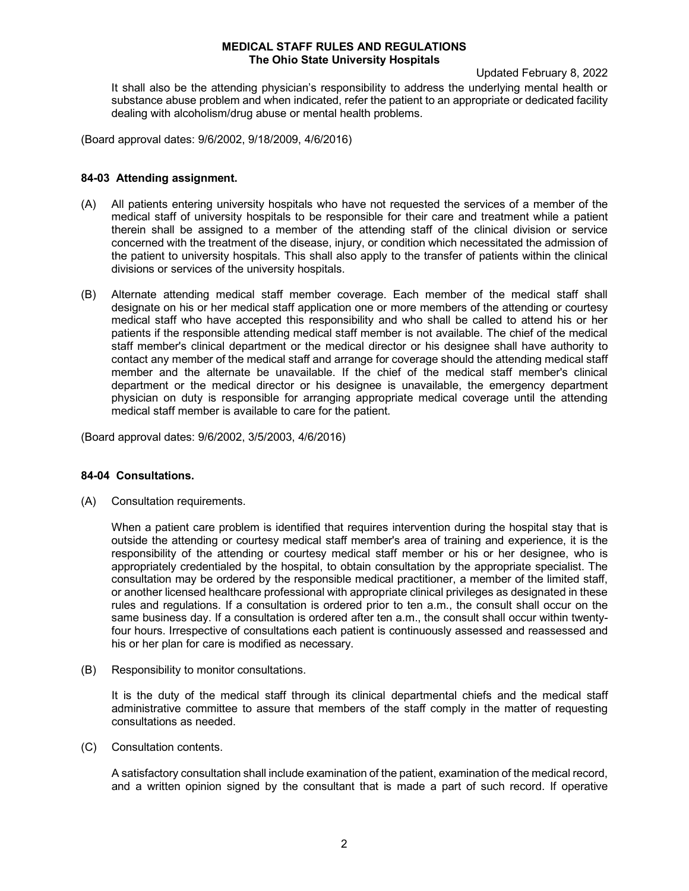It shall also be the attending physician's responsibility to address the underlying mental health or substance abuse problem and when indicated, refer the patient to an appropriate or dedicated facility dealing with alcoholism/drug abuse or mental health problems.

(Board approval dates: 9/6/2002, 9/18/2009, 4/6/2016)

### 84-03 Attending assignment.

(A) All patients entering university hospitals who have not requested the services of a member of the medical staff of university hospitals to be responsible for their care and treatment while a patient therein shall be assigned to a member of the attending staff of the clinical division or service concerned with the treatment of the disease, injury, or condition which necessitated the admission of the patient to university hospitals. This shall also apply to the transfer of patients within the clinical divisions or services of the university hospitals.

(B) Alternate attending medical staff member coverage. Each member of the medical staff shall designate on his or her medical staff application one or more members of the attending or courtesy medical staff who have accepted this responsibility and who shall be called to attend his or her patients if the responsible attending medical staff member is not available. The chief of the medical staff member's clinical department or the medical director or his designee shall have authority to contact any member of the medical staff and arrange for coverage should the attending medical staff member and the alternate be unavailable. If the chief of the medical staff member's clinical department or the medical director or his designee is unavailable, the emergency department physician on duty is responsible for arranging appropriate medical coverage until the attending medical staff member is available to care for the patient.

(Board approval dates: 9/6/2002, 3/5/2003, 4/6/2016)

### 84-04 Consultations.

(A) Consultation requirements.

When a patient care problem is identified that requires intervention during the hospital stay that is outside the attending or courtesy medical staff member's area of training and experience, it is the responsibility of the attending or courtesy medical staff member or his or her designee, who is appropriately credentialed by the hospital, to obtain consultation by the appropriate specialist. The consultation may be ordered by the responsible medical practitioner, a member of the limited staff, or another licensed healthcare professional with appropriate clinical privileges as designated in these rules and regulations. If a consultation is ordered prior to ten a.m., the consult shall occur on the same business day. If a consultation is ordered after ten a.m., the consult shall occur within twenty-four hours. Irrespective of consultations each patient is continuously assessed and reassessed and his or her plan for care is modified as necessary.

(B) Responsibility to monitor consultations.

It is the duty of the medical staff through its clinical departmental chiefs and the medical staff administrative committee to assure that members of the staff comply in the matter of requesting consultations as needed.

(C) Consultation contents.

A satisfactory consultation shall include examination of the patient, examination of the medical record, and a written opinion signed by the consultant that is made a part of such record. If operative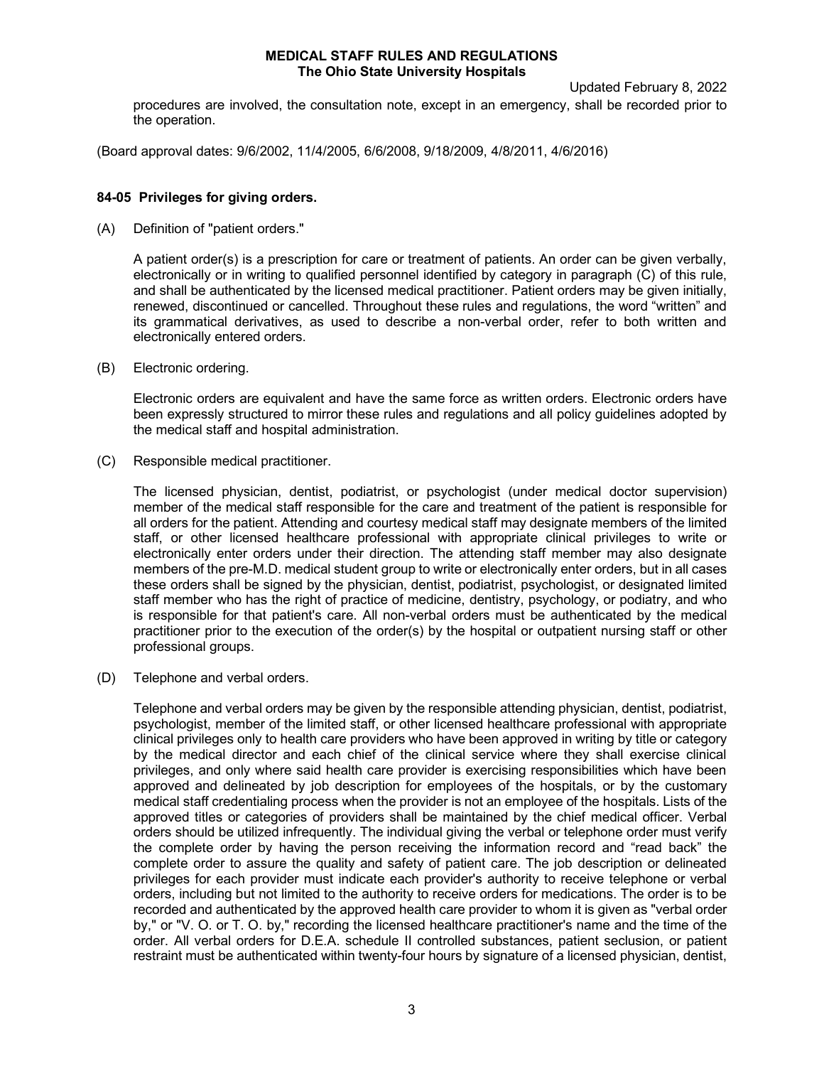procedures are involved, the consultation note, except in an emergency, shall be recorded prior to the operation.

(Board approval dates: 9/6/2002, 11/4/2005, 6/6/2008, 9/18/2009, 4/8/2011, 4/6/2016)

## 84-05 Privileges for giving orders.

(A) Definition of "patient orders."

A patient order(s) is a prescription for care or treatment of patients. An order can be given verbally, electronically or in writing to qualified personnel identified by category in paragraph (C) of this rule, and shall be authenticated by the licensed medical practitioner. Patient orders may be given initially, renewed, discontinued or cancelled. Throughout these rules and regulations, the word "written" and its grammatical derivatives, as used to describe a non-verbal order, refer to both written and electronically entered orders.

(B) Electronic ordering.

Electronic orders are equivalent and have the same force as written orders. Electronic orders have been expressly structured to mirror these rules and regulations and all policy guidelines adopted by the medical staff and hospital administration.

(C) Responsible medical practitioner.

The licensed physician, dentist, podiatrist, or psychologist (under medical doctor supervision) member of the medical staff responsible for the care and treatment of the patient is responsible for all orders for the patient. Attending and courtesy medical staff may designate members of the limited staff, or other licensed healthcare professional with appropriate clinical privileges to write or electronically enter orders under their direction. The attending staff member may also designate members of the pre-M.D. medical student group to write or electronically enter orders, but in all cases these orders shall be signed by the physician, dentist, podiatrist, psychologist, or designated limited staff member who has the right of practice of medicine, dentistry, psychology, or podiatry, and who is responsible for that patient's care. All non-verbal orders must be authenticated by the medical practitioner prior to the execution of the order(s) by the hospital or outpatient nursing staff or other professional groups.

(D) Telephone and verbal orders.

Telephone and verbal orders may be given by the responsible attending physician, dentist, podiatrist, psychologist, member of the limited staff, or other licensed healthcare professional with appropriate clinical privileges only to health care providers who have been approved in writing by title or category by the medical director and each chief of the clinical service where they shall exercise clinical privileges, and only where said health care provider is exercising responsibilities which have been approved and delineated by job description for employees of the hospitals, or by the customary medical staff credentialing process when the provider is not an employee of the hospitals. Lists of the approved titles or categories of providers shall be maintained by the chief medical officer. Verbal orders should be utilized infrequently. The individual giving the verbal or telephone order must verify the complete order by having the person receiving the information record and "read back" the complete order to assure the quality and safety of patient care. The job description or delineated privileges for each provider must indicate each provider's authority to receive telephone or verbal orders, including but not limited to the authority to receive orders for medications. The order is to be recorded and authenticated by the approved health care provider to whom it is given as "verbal order by," or "V. O. or T. O. by," recording the licensed healthcare practitioner's name and the time of the order. All verbal orders for D.E.A. schedule II controlled substances, patient seclusion, or patient restraint must be authenticated within twenty-four hours by signature of a licensed physician, dentist,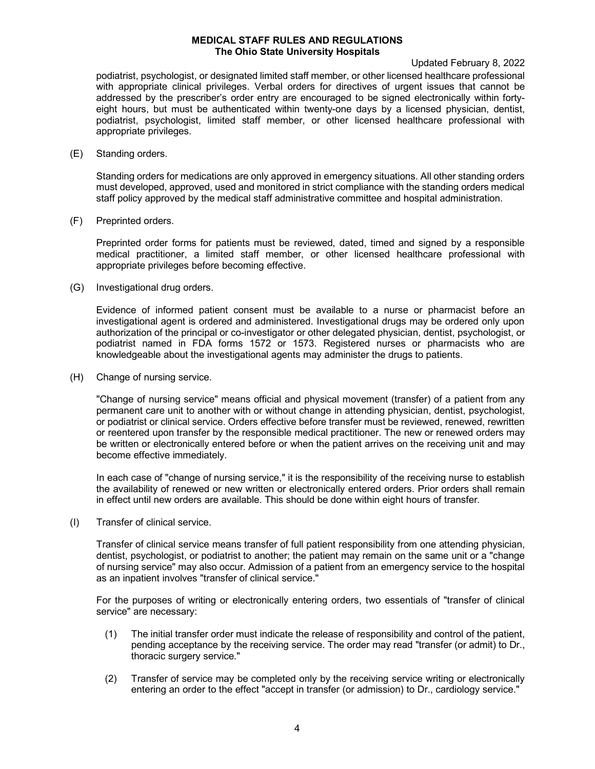podiatrist, psychologist, or designated limited staff member, or other licensed healthcare professional with appropriate clinical privileges. Verbal orders for directives of urgent issues that cannot be addressed by the prescriber's order entry are encouraged to be signed electronically within forty-eight hours, but must be authenticated within twenty-one days by a licensed physician, dentist, podiatrist, psychologist, limited staff member, or other licensed healthcare professional with appropriate privileges.

(E) Standing orders.

Standing orders for medications are only approved in emergency situations. All other standing orders must developed, approved, used and monitored in strict compliance with the standing orders medical staff policy approved by the medical staff administrative committee and hospital administration.

(F) Preprinted orders.

Preprinted order forms for patients must be reviewed, dated, timed and signed by a responsible medical practitioner, a limited staff member, or other licensed healthcare professional with appropriate privileges before becoming effective.

(G) Investigational drug orders.

Evidence of informed patient consent must be available to a nurse or pharmacist before an investigational agent is ordered and administered. Investigational drugs may be ordered only upon authorization of the principal or co-investigator or other delegated physician, dentist, psychologist, or podiatrist named in FDA forms 1572 or 1573. Registered nurses or pharmacists who are knowledgeable about the investigational agents may administer the drugs to patients.

(H) Change of nursing service.

"Change of nursing service" means official and physical movement (transfer) of a patient from any permanent care unit to another with or without change in attending physician, dentist, psychologist, or podiatrist or clinical service. Orders effective before transfer must be reviewed, renewed, rewritten or reentered upon transfer by the responsible medical practitioner. The new or renewed orders may be written or electronically entered before or when the patient arrives on the receiving unit and may become effective immediately.

In each case of "change of nursing service," it is the responsibility of the receiving nurse to establish the availability of renewed or new written or electronically entered orders. Prior orders shall remain in effect until new orders are available. This should be done within eight hours of transfer.

(I) Transfer of clinical service.

Transfer of clinical service means transfer of full patient responsibility from one attending physician, dentist, psychologist, or podiatrist to another; the patient may remain on the same unit or a "change of nursing service" may also occur. Admission of a patient from an emergency service to the hospital as an inpatient involves "transfer of clinical service."

For the purposes of writing or electronically entering orders, two essentials of "transfer of clinical service" are necessary:

(1) The initial transfer order must indicate the release of responsibility and control of the patient, pending acceptance by the receiving service. The order may read "transfer (or admit) to Dr., thoracic surgery service."

(2) Transfer of service may be completed only by the receiving service writing or electronically entering an order to the effect "accept in transfer (or admission) to Dr., cardiology service."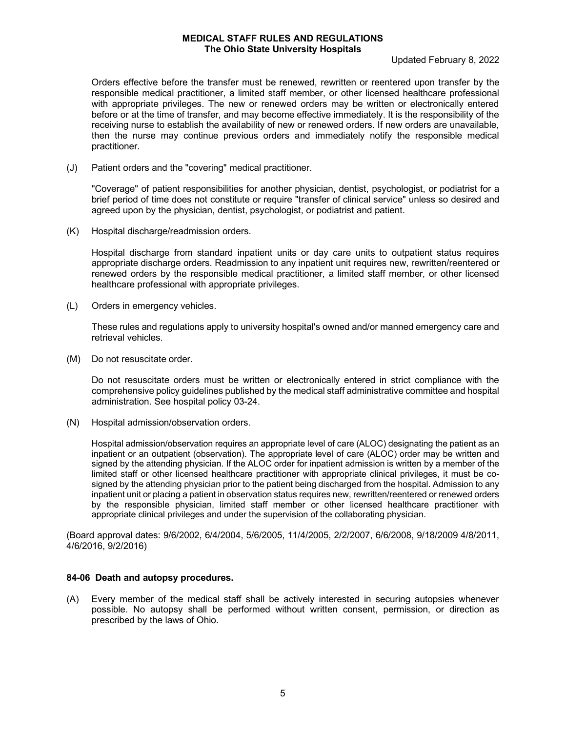Orders effective before the transfer must be renewed, rewritten or reentered upon transfer by the responsible medical practitioner, a limited staff member, or other licensed healthcare professional with appropriate privileges. The new or renewed orders may be written or electronically entered before or at the time of transfer, and may become effective immediately. It is the responsibility of the receiving nurse to establish the availability of new or renewed orders. If new orders are unavailable, then the nurse may continue previous orders and immediately notify the responsible medical practitioner.

(J) Patient orders and the "covering" medical practitioner.

"Coverage" of patient responsibilities for another physician, dentist, psychologist, or podiatrist for a brief period of time does not constitute or require "transfer of clinical service" unless so desired and agreed upon by the physician, dentist, psychologist, or podiatrist and patient.

(K) Hospital discharge/readmission orders.

Hospital discharge from standard inpatient units or day care units to outpatient status requires appropriate discharge orders. Readmission to any inpatient unit requires new, rewritten/reentered or renewed orders by the responsible medical practitioner, a limited staff member, or other licensed healthcare professional with appropriate privileges.

(L) Orders in emergency vehicles.

These rules and regulations apply to university hospital's owned and/or manned emergency care and retrieval vehicles.

(M) Do not resuscitate order.

Do not resuscitate orders must be written or electronically entered in strict compliance with the comprehensive policy guidelines published by the medical staff administrative committee and hospital administration. See hospital policy 03-24.

(N) Hospital admission/observation orders.

Hospital admission/observation requires an appropriate level of care (ALOC) designating the patient as an inpatient or an outpatient (observation). The appropriate level of care (ALOC) order may be written and signed by the attending physician. If the ALOC order for inpatient admission is written by a member of the limited staff or other licensed healthcare practitioner with appropriate clinical privileges, it must be co-signed by the attending physician prior to the patient being discharged from the hospital. Admission to any inpatient unit or placing a patient in observation status requires new, rewritten/reentered or renewed orders by the responsible physician, limited staff member or other licensed healthcare practitioner with appropriate clinical privileges and under the supervision of the collaborating physician.

(Board approval dates: 9/6/2002, 6/4/2004, 5/6/2005, 11/4/2005, 2/2/2007, 6/6/2008, 9/18/2009 4/8/2011, 4/6/2016, 9/2/2016)

### 84-06 Death and autopsy procedures.

(A) Every member of the medical staff shall be actively interested in securing autopsies whenever possible. No autopsy shall be performed without written consent, permission, or direction as prescribed by the laws of Ohio.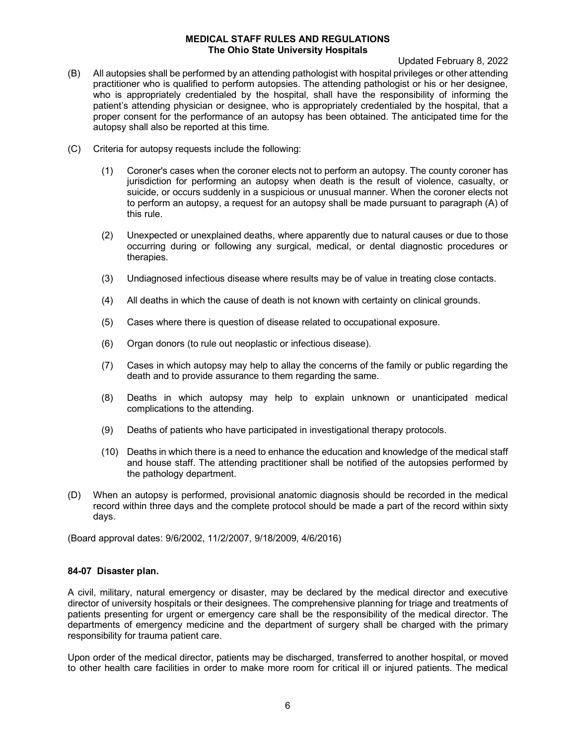(B) All autopsies shall be performed by an attending pathologist with hospital privileges or other attending practitioner who is qualified to perform autopsies. The attending pathologist or his or her designee, who is appropriately credentialed by the hospital, shall have the responsibility of informing the patient's attending physician or designee, who is appropriately credentialed by the hospital, that a proper consent for the performance of an autopsy has been obtained. The anticipated time for the autopsy shall also be reported at this time.

(C) Criteria for autopsy requests include the following:

(1) Coroner's cases when the coroner elects not to perform an autopsy. The county coroner has jurisdiction for performing an autopsy when death is the result of violence, casualty, or suicide, or occurs suddenly in a suspicious or unusual manner. When the coroner elects not to perform an autopsy, a request for an autopsy shall be made pursuant to paragraph (A) of this rule.

(2) Unexpected or unexplained deaths, where apparently due to natural causes or due to those occurring during or following any surgical, medical, or dental diagnostic procedures or therapies.

(3) Undiagnosed infectious disease where results may be of value in treating close contacts.

(4) All deaths in which the cause of death is not known with certainty on clinical grounds.

(5) Cases where there is question of disease related to occupational exposure.

(6) Organ donors (to rule out neoplastic or infectious disease).

(7) Cases in which autopsy may help to allay the concerns of the family or public regarding the death and to provide assurance to them regarding the same.

(8) Deaths in which autopsy may help to explain unknown or unanticipated medical complications to the attending.

(9) Deaths of patients who have participated in investigational therapy protocols.

(10) Deaths in which there is a need to enhance the education and knowledge of the medical staff and house staff. The attending practitioner shall be notified of the autopsies performed by the pathology department.

(D) When an autopsy is performed, provisional anatomic diagnosis should be recorded in the medical record within three days and the complete protocol should be made a part of the record within sixty days.

(Board approval dates: 9/6/2002, 11/2/2007, 9/18/2009, 4/6/2016)

**84-07 Disaster plan.**

A civil, military, natural emergency or disaster, may be declared by the medical director and executive director of university hospitals or their designees. The comprehensive planning for triage and treatments of patients presenting for urgent or emergency care shall be the responsibility of the medical director. The departments of emergency medicine and the department of surgery shall be charged with the primary responsibility for trauma patient care.

Upon order of the medical director, patients may be discharged, transferred to another hospital, or moved to other health care facilities in order to make more room for critical ill or injured patients. The medical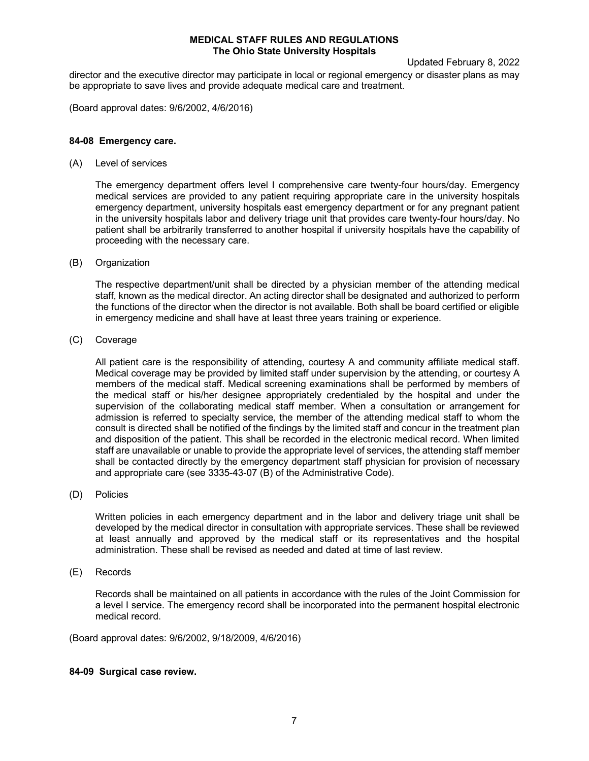director and the executive director may participate in local or regional emergency or disaster plans as may be appropriate to save lives and provide adequate medical care and treatment.

(Board approval dates: 9/6/2002, 4/6/2016)

**84-08 Emergency care.**

(A) Level of services

The emergency department offers level I comprehensive care twenty-four hours/day. Emergency medical services are provided to any patient requiring appropriate care in the university hospitals emergency department, university hospitals east emergency department or for any pregnant patient in the university hospitals labor and delivery triage unit that provides care twenty-four hours/day. No patient shall be arbitrarily transferred to another hospital if university hospitals have the capability of proceeding with the necessary care.

(B) Organization

The respective department/unit shall be directed by a physician member of the attending medical staff, known as the medical director. An acting director shall be designated and authorized to perform the functions of the director when the director is not available. Both shall be board certified or eligible in emergency medicine and shall have at least three years training or experience.

(C) Coverage

All patient care is the responsibility of attending, courtesy A and community affiliate medical staff. Medical coverage may be provided by limited staff under supervision by the attending, or courtesy A members of the medical staff. Medical screening examinations shall be performed by members of the medical staff or his/her designee appropriately credentialed by the hospital and under the supervision of the collaborating medical staff member. When a consultation or arrangement for admission is referred to specialty service, the member of the attending medical staff to whom the consult is directed shall be notified of the findings by the limited staff and concur in the treatment plan and disposition of the patient. This shall be recorded in the electronic medical record. When limited staff are unavailable or unable to provide the appropriate level of services, the attending staff member shall be contacted directly by the emergency department staff physician for provision of necessary and appropriate care (see 3335-43-07 (B) of the Administrative Code).

(D) Policies

Written policies in each emergency department and in the labor and delivery triage unit shall be developed by the medical director in consultation with appropriate services. These shall be reviewed at least annually and approved by the medical staff or its representatives and the hospital administration. These shall be revised as needed and dated at time of last review.

(E) Records

Records shall be maintained on all patients in accordance with the rules of the Joint Commission for a level I service. The emergency record shall be incorporated into the permanent hospital electronic medical record.

(Board approval dates: 9/6/2002, 9/18/2009, 4/6/2016)

**84-09 Surgical case review.**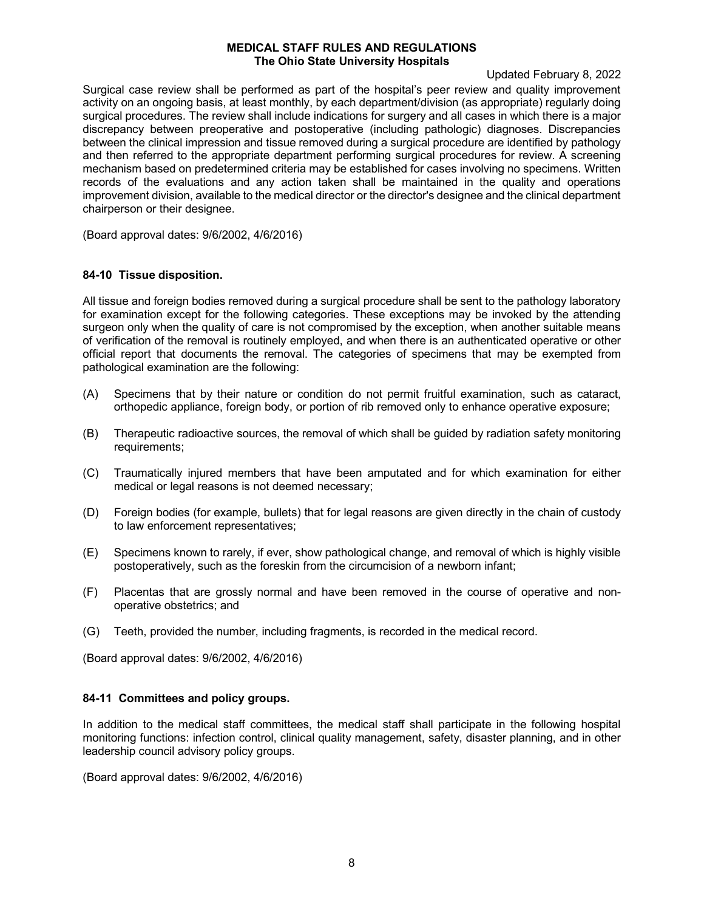Surgical case review shall be performed as part of the hospital's peer review and quality improvement activity on an ongoing basis, at least monthly, by each department/division (as appropriate) regularly doing surgical procedures. The review shall include indications for surgery and all cases in which there is a major discrepancy between preoperative and postoperative (including pathologic) diagnoses. Discrepancies between the clinical impression and tissue removed during a surgical procedure are identified by pathology and then referred to the appropriate department performing surgical procedures for review. A screening mechanism based on predetermined criteria may be established for cases involving no specimens. Written records of the evaluations and any action taken shall be maintained in the quality and operations improvement division, available to the medical director or the director's designee and the clinical department chairperson or their designee.

(Board approval dates: 9/6/2002, 4/6/2016)

### 84-10 Tissue disposition.

All tissue and foreign bodies removed during a surgical procedure shall be sent to the pathology laboratory for examination except for the following categories. These exceptions may be invoked by the attending surgeon only when the quality of care is not compromised by the exception, when another suitable means of verification of the removal is routinely employed, and when there is an authenticated operative or other official report that documents the removal. The categories of specimens that may be exempted from pathological examination are the following:

(A) Specimens that by their nature or condition do not permit fruitful examination, such as cataract, orthopedic appliance, foreign body, or portion of rib removed only to enhance operative exposure;

(B) Therapeutic radioactive sources, the removal of which shall be guided by radiation safety monitoring requirements;

(C) Traumatically injured members that have been amputated and for which examination for either medical or legal reasons is not deemed necessary;

(D) Foreign bodies (for example, bullets) that for legal reasons are given directly in the chain of custody to law enforcement representatives;

(E) Specimens known to rarely, if ever, show pathological change, and removal of which is highly visible postoperatively, such as the foreskin from the circumcision of a newborn infant;

(F) Placentas that are grossly normal and have been removed in the course of operative and non-operative obstetrics; and

(G) Teeth, provided the number, including fragments, is recorded in the medical record.

(Board approval dates: 9/6/2002, 4/6/2016)

### 84-11 Committees and policy groups.

In addition to the medical staff committees, the medical staff shall participate in the following hospital monitoring functions: infection control, clinical quality management, safety, disaster planning, and in other leadership council advisory policy groups.

(Board approval dates: 9/6/2002, 4/6/2016)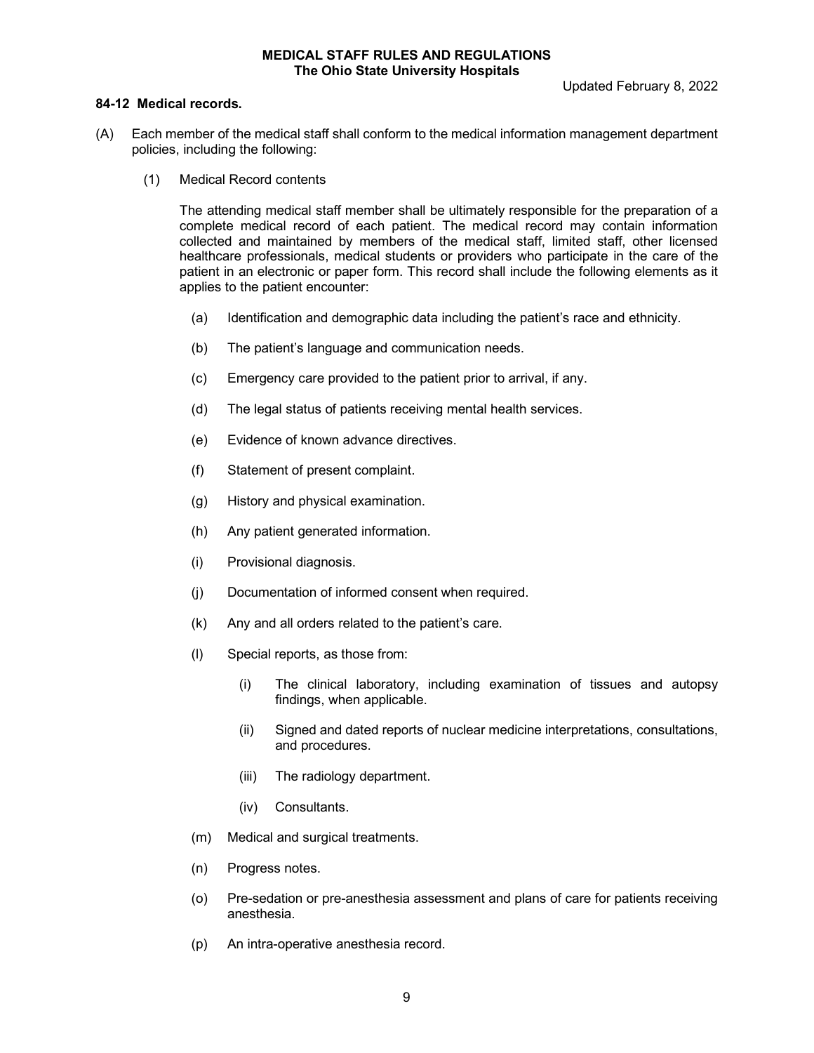**84-12 Medical records.**

(A) Each member of the medical staff shall conform to the medical information management department policies, including the following:

(1) Medical Record contents

The attending medical staff member shall be ultimately responsible for the preparation of a complete medical record of each patient. The medical record may contain information collected and maintained by members of the medical staff, limited staff, other licensed healthcare professionals, medical students or providers who participate in the care of the patient in an electronic or paper form. This record shall include the following elements as it applies to the patient encounter:

(a) Identification and demographic data including the patient's race and ethnicity.

(b) The patient's language and communication needs.

(c) Emergency care provided to the patient prior to arrival, if any.

(d) The legal status of patients receiving mental health services.

(e) Evidence of known advance directives.

(f) Statement of present complaint.

(g) History and physical examination.

(h) Any patient generated information.

(i) Provisional diagnosis.

(j) Documentation of informed consent when required.

(k) Any and all orders related to the patient's care.

(l) Special reports, as those from:

(i) The clinical laboratory, including examination of tissues and autopsy findings, when applicable.

(ii) Signed and dated reports of nuclear medicine interpretations, consultations, and procedures.

(iii) The radiology department.

(iv) Consultants.

(m) Medical and surgical treatments.

(n) Progress notes.

(o) Pre-sedation or pre-anesthesia assessment and plans of care for patients receiving anesthesia.

(p) An intra-operative anesthesia record.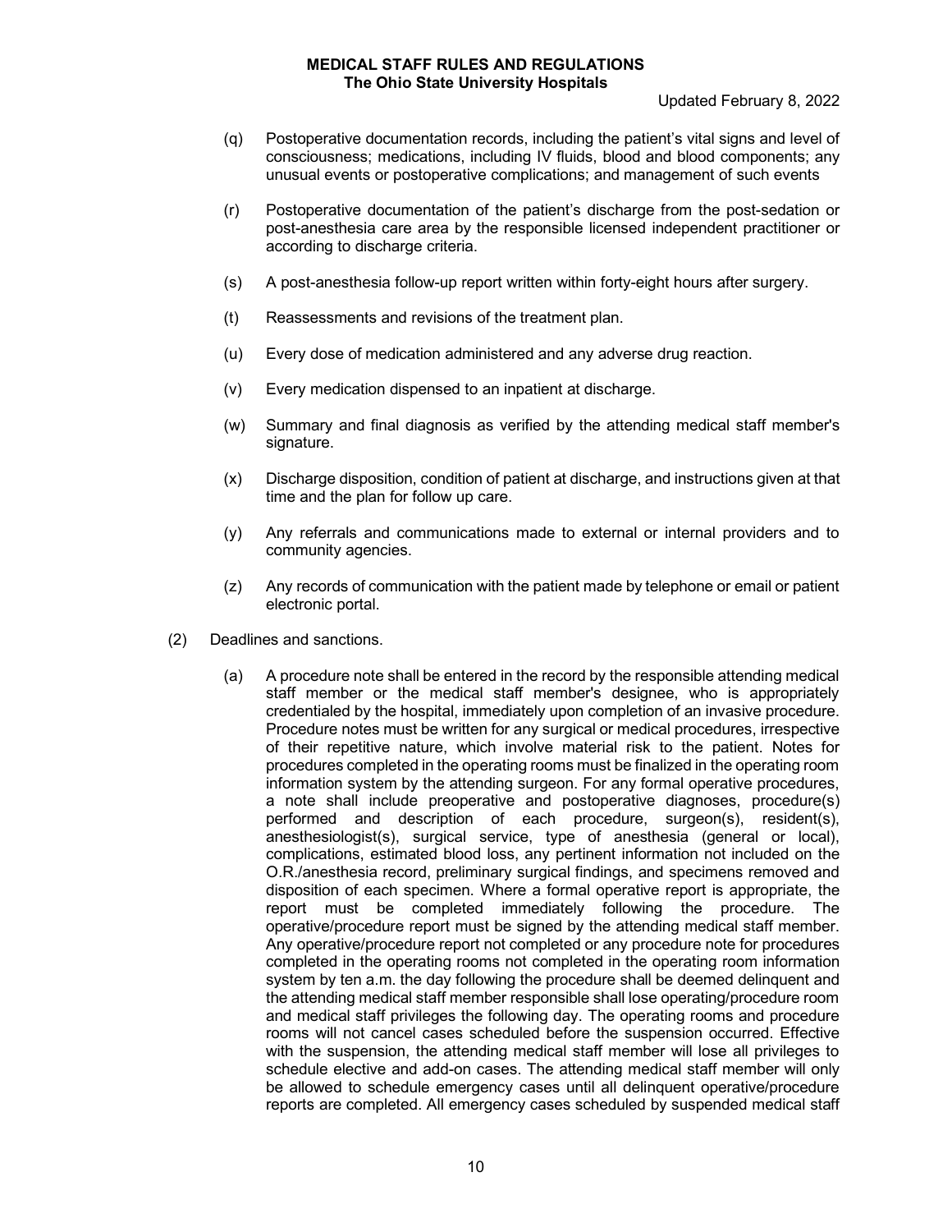(q) Postoperative documentation records, including the patient's vital signs and level of consciousness; medications, including IV fluids, blood and blood components; any unusual events or postoperative complications; and management of such events

(r) Postoperative documentation of the patient's discharge from the post-sedation or post-anesthesia care area by the responsible licensed independent practitioner or according to discharge criteria.

(s) A post-anesthesia follow-up report written within forty-eight hours after surgery.

(t) Reassessments and revisions of the treatment plan.

(u) Every dose of medication administered and any adverse drug reaction.

(v) Every medication dispensed to an inpatient at discharge.

(w) Summary and final diagnosis as verified by the attending medical staff member's signature.

(x) Discharge disposition, condition of patient at discharge, and instructions given at that time and the plan for follow up care.

(y) Any referrals and communications made to external or internal providers and to community agencies.

(z) Any records of communication with the patient made by telephone or email or patient electronic portal.

(2) Deadlines and sanctions.

(a) A procedure note shall be entered in the record by the responsible attending medical staff member or the medical staff member's designee, who is appropriately credentialed by the hospital, immediately upon completion of an invasive procedure. Procedure notes must be written for any surgical or medical procedures, irrespective of their repetitive nature, which involve material risk to the patient. Notes for procedures completed in the operating rooms must be finalized in the operating room information system by the attending surgeon. For any formal operative procedures, a note shall include preoperative and postoperative diagnoses, procedure(s) performed and description of each procedure, surgeon(s), resident(s), anesthesiologist(s), surgical service, type of anesthesia (general or local), complications, estimated blood loss, any pertinent information not included on the O.R./anesthesia record, preliminary surgical findings, and specimens removed and disposition of each specimen. Where a formal operative report is appropriate, the report must be completed immediately following the procedure. The operative/procedure report must be signed by the attending medical staff member. Any operative/procedure report not completed or any procedure note for procedures completed in the operating rooms not completed in the operating room information system by ten a.m. the day following the procedure shall be deemed delinquent and the attending medical staff member responsible shall lose operating/procedure room and medical staff privileges the following day. The operating rooms and procedure rooms will not cancel cases scheduled before the suspension occurred. Effective with the suspension, the attending medical staff member will lose all privileges to schedule elective and add-on cases. The attending medical staff member will only be allowed to schedule emergency cases until all delinquent operative/procedure reports are completed. All emergency cases scheduled by suspended medical staff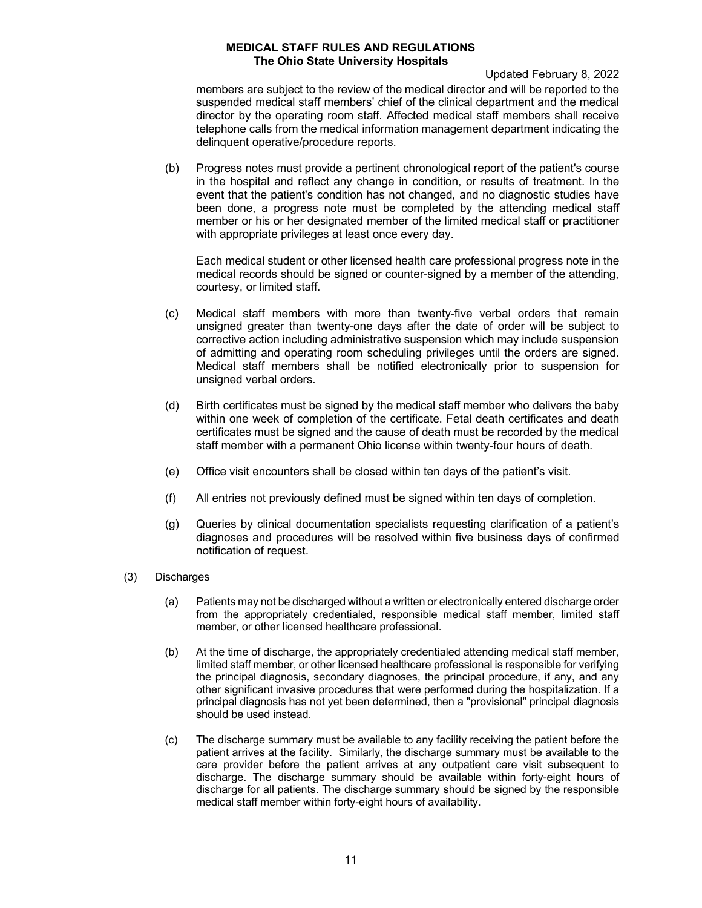members are subject to the review of the medical director and will be reported to the suspended medical staff members' chief of the clinical department and the medical director by the operating room staff. Affected medical staff members shall receive telephone calls from the medical information management department indicating the delinquent operative/procedure reports.

(b) Progress notes must provide a pertinent chronological report of the patient's course in the hospital and reflect any change in condition, or results of treatment. In the event that the patient's condition has not changed, and no diagnostic studies have been done, a progress note must be completed by the attending medical staff member or his or her designated member of the limited medical staff or practitioner with appropriate privileges at least once every day.

Each medical student or other licensed health care professional progress note in the medical records should be signed or counter-signed by a member of the attending, courtesy, or limited staff.

(c) Medical staff members with more than twenty-five verbal orders that remain unsigned greater than twenty-one days after the date of order will be subject to corrective action including administrative suspension which may include suspension of admitting and operating room scheduling privileges until the orders are signed. Medical staff members shall be notified electronically prior to suspension for unsigned verbal orders.

(d) Birth certificates must be signed by the medical staff member who delivers the baby within one week of completion of the certificate. Fetal death certificates and death certificates must be signed and the cause of death must be recorded by the medical staff member with a permanent Ohio license within twenty-four hours of death.

(e) Office visit encounters shall be closed within ten days of the patient's visit.

(f) All entries not previously defined must be signed within ten days of completion.

(g) Queries by clinical documentation specialists requesting clarification of a patient's diagnoses and procedures will be resolved within five business days of confirmed notification of request.

(3) Discharges

(a) Patients may not be discharged without a written or electronically entered discharge order from the appropriately credentialed, responsible medical staff member, limited staff member, or other licensed healthcare professional.

(b) At the time of discharge, the appropriately credentialed attending medical staff member, limited staff member, or other licensed healthcare professional is responsible for verifying the principal diagnosis, secondary diagnoses, the principal procedure, if any, and any other significant invasive procedures that were performed during the hospitalization. If a principal diagnosis has not yet been determined, then a "provisional" principal diagnosis should be used instead.

(c) The discharge summary must be available to any facility receiving the patient before the patient arrives at the facility. Similarly, the discharge summary must be available to the care provider before the patient arrives at any outpatient care visit subsequent to discharge. The discharge summary should be available within forty-eight hours of discharge for all patients. The discharge summary should be signed by the responsible medical staff member within forty-eight hours of availability.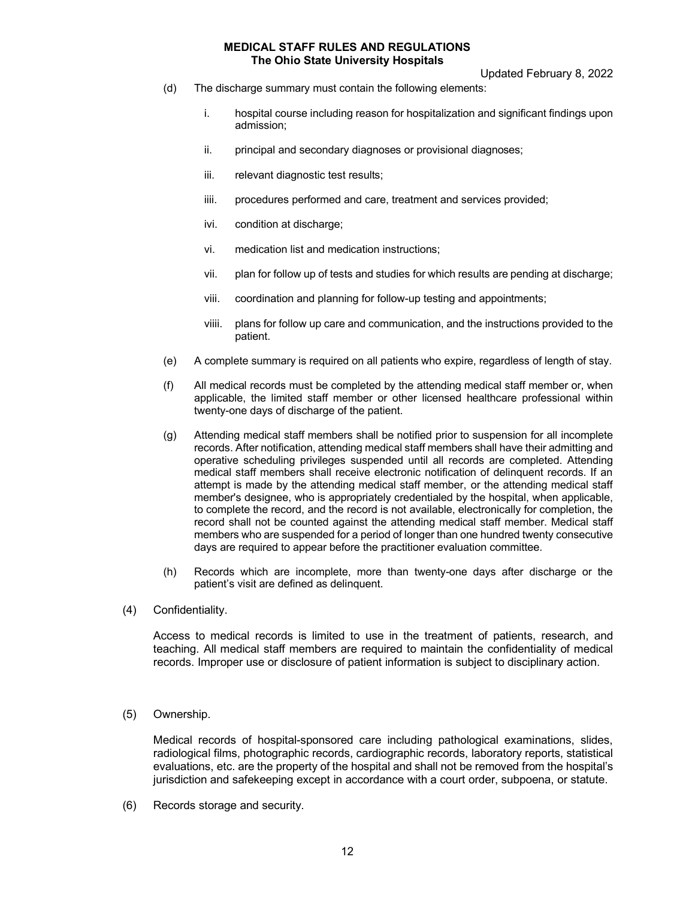(d) The discharge summary must contain the following elements:

   i. hospital course including reason for hospitalization and significant findings upon admission;

   ii. principal and secondary diagnoses or provisional diagnoses;

   iii. relevant diagnostic test results;

   iiii. procedures performed and care, treatment and services provided;

   ivi. condition at discharge;

   vi. medication list and medication instructions;

   vii. plan for follow up of tests and studies for which results are pending at discharge;

   viii. coordination and planning for follow-up testing and appointments;

   viiii. plans for follow up care and communication, and the instructions provided to the patient.

(e) A complete summary is required on all patients who expire, regardless of length of stay.

(f) All medical records must be completed by the attending medical staff member or, when applicable, the limited staff member or other licensed healthcare professional within twenty-one days of discharge of the patient.

(g) Attending medical staff members shall be notified prior to suspension for all incomplete records. After notification, attending medical staff members shall have their admitting and operative scheduling privileges suspended until all records are completed. Attending medical staff members shall receive electronic notification of delinquent records. If an attempt is made by the attending medical staff member, or the attending medical staff member's designee, who is appropriately credentialed by the hospital, when applicable, to complete the record, and the record is not available, electronically for completion, the record shall not be counted against the attending medical staff member. Medical staff members who are suspended for a period of longer than one hundred twenty consecutive days are required to appear before the practitioner evaluation committee.

(h) Records which are incomplete, more than twenty-one days after discharge or the patient's visit are defined as delinquent.

(4) Confidentiality.

Access to medical records is limited to use in the treatment of patients, research, and teaching. All medical staff members are required to maintain the confidentiality of medical records. Improper use or disclosure of patient information is subject to disciplinary action.

(5) Ownership.

Medical records of hospital-sponsored care including pathological examinations, slides, radiological films, photographic records, cardiographic records, laboratory reports, statistical evaluations, etc. are the property of the hospital and shall not be removed from the hospital's jurisdiction and safekeeping except in accordance with a court order, subpoena, or statute.

(6) Records storage and security.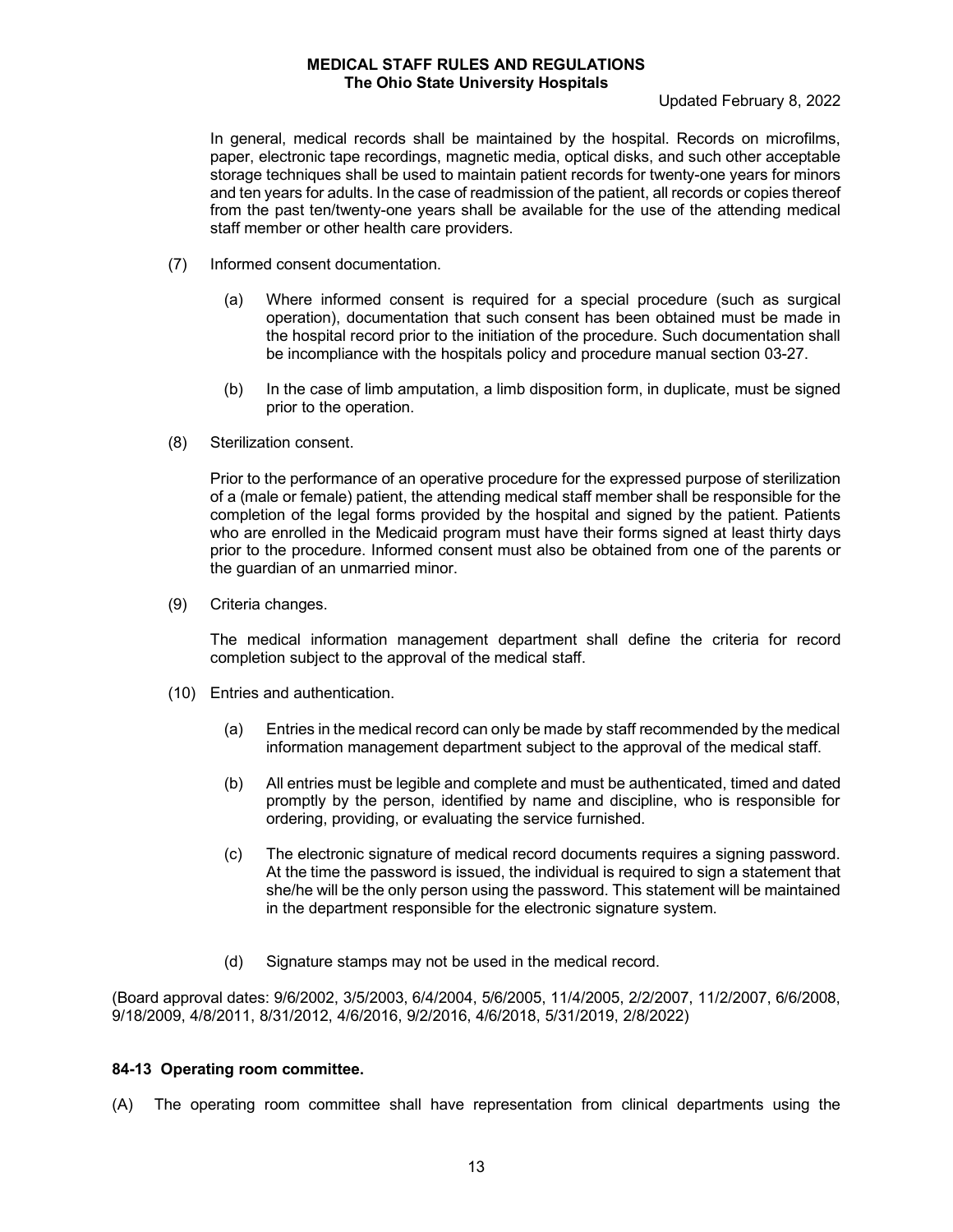In general, medical records shall be maintained by the hospital. Records on microfilms, paper, electronic tape recordings, magnetic media, optical disks, and such other acceptable storage techniques shall be used to maintain patient records for twenty-one years for minors and ten years for adults. In the case of readmission of the patient, all records or copies thereof from the past ten/twenty-one years shall be available for the use of the attending medical staff member or other health care providers.

(7) Informed consent documentation.

(a) Where informed consent is required for a special procedure (such as surgical operation), documentation that such consent has been obtained must be made in the hospital record prior to the initiation of the procedure. Such documentation shall be incompliance with the hospitals policy and procedure manual section 03-27.

(b) In the case of limb amputation, a limb disposition form, in duplicate, must be signed prior to the operation.

(8) Sterilization consent.

Prior to the performance of an operative procedure for the expressed purpose of sterilization of a (male or female) patient, the attending medical staff member shall be responsible for the completion of the legal forms provided by the hospital and signed by the patient. Patients who are enrolled in the Medicaid program must have their forms signed at least thirty days prior to the procedure. Informed consent must also be obtained from one of the parents or the guardian of an unmarried minor.

(9) Criteria changes.

The medical information management department shall define the criteria for record completion subject to the approval of the medical staff.

(10) Entries and authentication.

(a) Entries in the medical record can only be made by staff recommended by the medical information management department subject to the approval of the medical staff.

(b) All entries must be legible and complete and must be authenticated, timed and dated promptly by the person, identified by name and discipline, who is responsible for ordering, providing, or evaluating the service furnished.

(c) The electronic signature of medical record documents requires a signing password. At the time the password is issued, the individual is required to sign a statement that she/he will be the only person using the password. This statement will be maintained in the department responsible for the electronic signature system.

(d) Signature stamps may not be used in the medical record.

(Board approval dates: 9/6/2002, 3/5/2003, 6/4/2004, 5/6/2005, 11/4/2005, 2/2/2007, 11/2/2007, 6/6/2008, 9/18/2009, 4/8/2011, 8/31/2012, 4/6/2016, 9/2/2016, 4/6/2018, 5/31/2019, 2/8/2022)

**84-13 Operating room committee.**

(A) The operating room committee shall have representation from clinical departments using the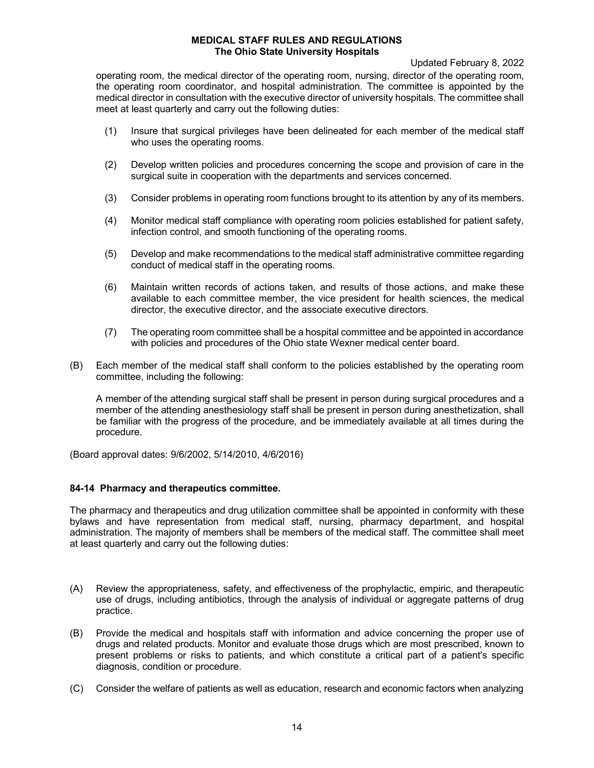operating room, the medical director of the operating room, nursing, director of the operating room, the operating room coordinator, and hospital administration. The committee is appointed by the medical director in consultation with the executive director of university hospitals. The committee shall meet at least quarterly and carry out the following duties:

(1) Insure that surgical privileges have been delineated for each member of the medical staff who uses the operating rooms.

(2) Develop written policies and procedures concerning the scope and provision of care in the surgical suite in cooperation with the departments and services concerned.

(3) Consider problems in operating room functions brought to its attention by any of its members.

(4) Monitor medical staff compliance with operating room policies established for patient safety, infection control, and smooth functioning of the operating rooms.

(5) Develop and make recommendations to the medical staff administrative committee regarding conduct of medical staff in the operating rooms.

(6) Maintain written records of actions taken, and results of those actions, and make these available to each committee member, the vice president for health sciences, the medical director, the executive director, and the associate executive directors.

(7) The operating room committee shall be a hospital committee and be appointed in accordance with policies and procedures of the Ohio state Wexner medical center board.

(B) Each member of the medical staff shall conform to the policies established by the operating room committee, including the following:

A member of the attending surgical staff shall be present in person during surgical procedures and a member of the attending anesthesiology staff shall be present in person during anesthetization, shall be familiar with the progress of the procedure, and be immediately available at all times during the procedure.

(Board approval dates: 9/6/2002, 5/14/2010, 4/6/2016)

**84-14 Pharmacy and therapeutics committee.**

The pharmacy and therapeutics and drug utilization committee shall be appointed in conformity with these bylaws and have representation from medical staff, nursing, pharmacy department, and hospital administration. The majority of members shall be members of the medical staff. The committee shall meet at least quarterly and carry out the following duties:

(A) Review the appropriateness, safety, and effectiveness of the prophylactic, empiric, and therapeutic use of drugs, including antibiotics, through the analysis of individual or aggregate patterns of drug practice.

(B) Provide the medical and hospitals staff with information and advice concerning the proper use of drugs and related products. Monitor and evaluate those drugs which are most prescribed, known to present problems or risks to patients, and which constitute a critical part of a patient's specific diagnosis, condition or procedure.

(C) Consider the welfare of patients as well as education, research and economic factors when analyzing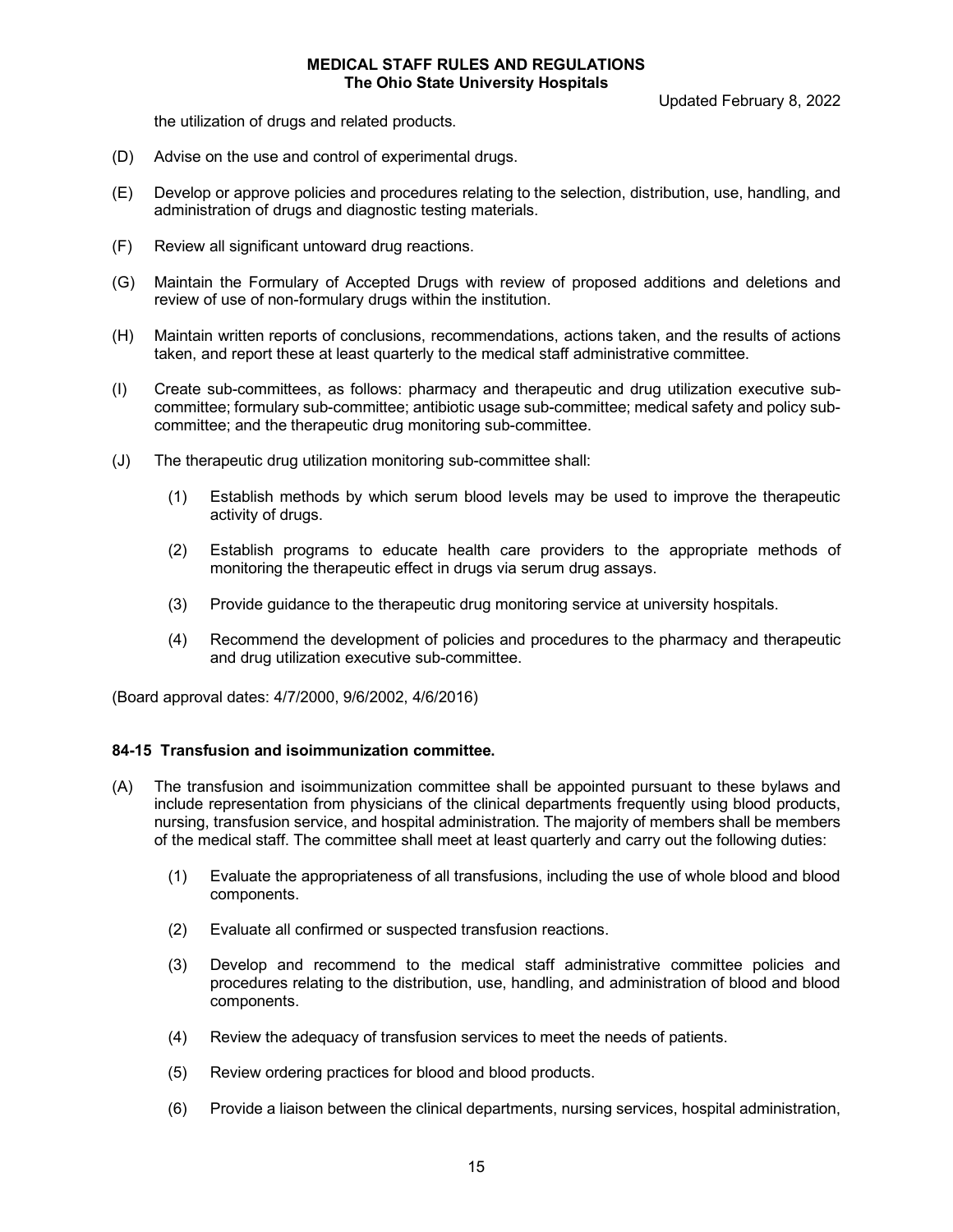the utilization of drugs and related products.

(D) Advise on the use and control of experimental drugs.

(E) Develop or approve policies and procedures relating to the selection, distribution, use, handling, and administration of drugs and diagnostic testing materials.

(F) Review all significant untoward drug reactions.

(G) Maintain the Formulary of Accepted Drugs with review of proposed additions and deletions and review of use of non-formulary drugs within the institution.

(H) Maintain written reports of conclusions, recommendations, actions taken, and the results of actions taken, and report these at least quarterly to the medical staff administrative committee.

(I) Create sub-committees, as follows: pharmacy and therapeutic and drug utilization executive sub-committee; formulary sub-committee; antibiotic usage sub-committee; medical safety and policy sub-committee; and the therapeutic drug monitoring sub-committee.

(J) The therapeutic drug utilization monitoring sub-committee shall:

   (1) Establish methods by which serum blood levels may be used to improve the therapeutic activity of drugs.

   (2) Establish programs to educate health care providers to the appropriate methods of monitoring the therapeutic effect in drugs via serum drug assays.

   (3) Provide guidance to the therapeutic drug monitoring service at university hospitals.

   (4) Recommend the development of policies and procedures to the pharmacy and therapeutic and drug utilization executive sub-committee.

(Board approval dates: 4/7/2000, 9/6/2002, 4/6/2016)

#### 84-15 Transfusion and isoimmunization committee.

(A) The transfusion and isoimmunization committee shall be appointed pursuant to these bylaws and include representation from physicians of the clinical departments frequently using blood products, nursing, transfusion service, and hospital administration. The majority of members shall be members of the medical staff. The committee shall meet at least quarterly and carry out the following duties:

   (1) Evaluate the appropriateness of all transfusions, including the use of whole blood and blood components.

   (2) Evaluate all confirmed or suspected transfusion reactions.

   (3) Develop and recommend to the medical staff administrative committee policies and procedures relating to the distribution, use, handling, and administration of blood and blood components.

   (4) Review the adequacy of transfusion services to meet the needs of patients.

   (5) Review ordering practices for blood and blood products.

   (6) Provide a liaison between the clinical departments, nursing services, hospital administration,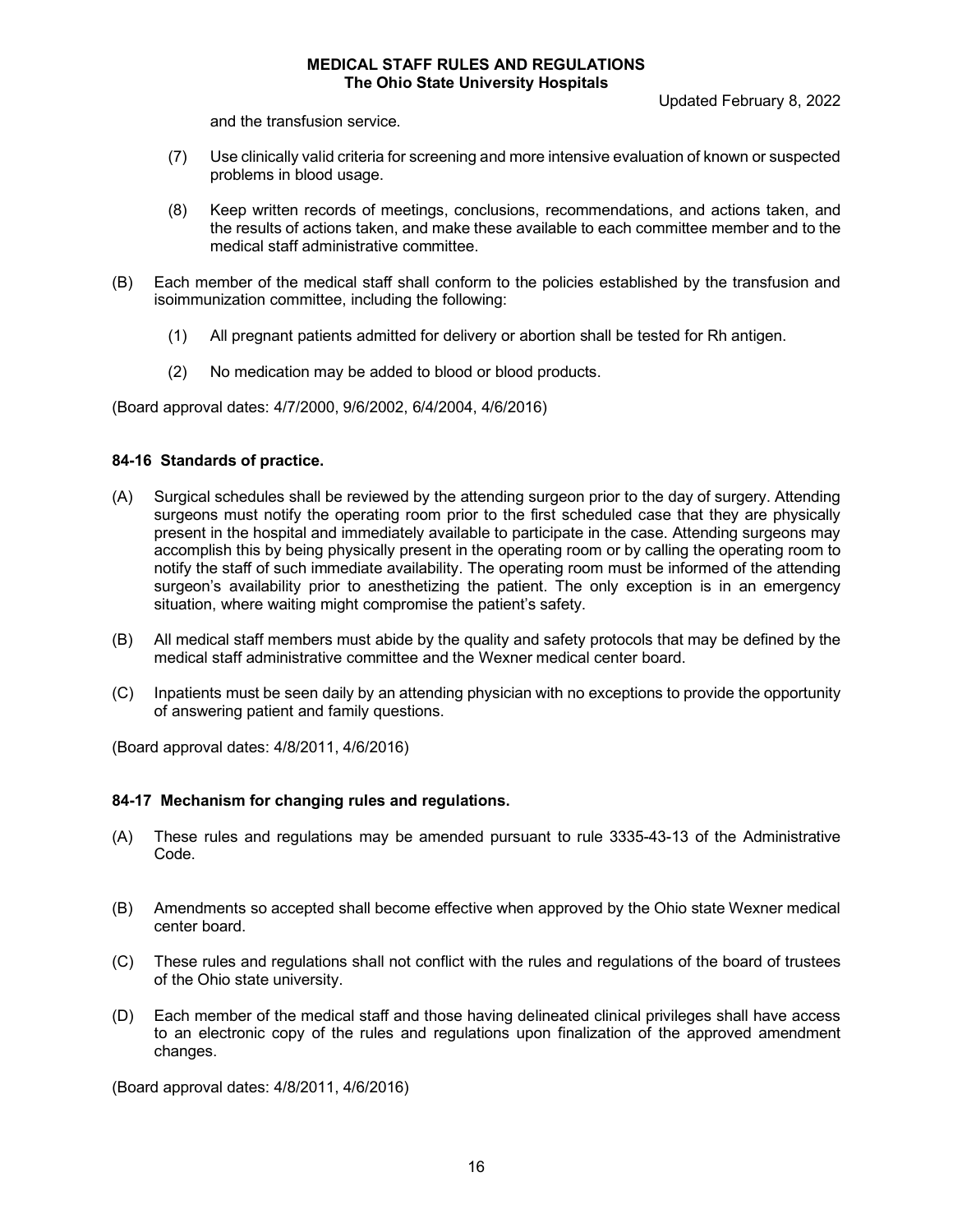and the transfusion service.

(7) Use clinically valid criteria for screening and more intensive evaluation of known or suspected problems in blood usage.

(8) Keep written records of meetings, conclusions, recommendations, and actions taken, and the results of actions taken, and make these available to each committee member and to the medical staff administrative committee.

(B) Each member of the medical staff shall conform to the policies established by the transfusion and isoimmunization committee, including the following:

(1) All pregnant patients admitted for delivery or abortion shall be tested for Rh antigen.

(2) No medication may be added to blood or blood products.

(Board approval dates: 4/7/2000, 9/6/2002, 6/4/2004, 4/6/2016)

**84-16 Standards of practice.**

(A) Surgical schedules shall be reviewed by the attending surgeon prior to the day of surgery. Attending surgeons must notify the operating room prior to the first scheduled case that they are physically present in the hospital and immediately available to participate in the case. Attending surgeons may accomplish this by being physically present in the operating room or by calling the operating room to notify the staff of such immediate availability. The operating room must be informed of the attending surgeon's availability prior to anesthetizing the patient. The only exception is in an emergency situation, where waiting might compromise the patient's safety.

(B) All medical staff members must abide by the quality and safety protocols that may be defined by the medical staff administrative committee and the Wexner medical center board.

(C) Inpatients must be seen daily by an attending physician with no exceptions to provide the opportunity of answering patient and family questions.

(Board approval dates: 4/8/2011, 4/6/2016)

**84-17 Mechanism for changing rules and regulations.**

(A) These rules and regulations may be amended pursuant to rule 3335-43-13 of the Administrative Code.

(B) Amendments so accepted shall become effective when approved by the Ohio state Wexner medical center board.

(C) These rules and regulations shall not conflict with the rules and regulations of the board of trustees of the Ohio state university.

(D) Each member of the medical staff and those having delineated clinical privileges shall have access to an electronic copy of the rules and regulations upon finalization of the approved amendment changes.

(Board approval dates: 4/8/2011, 4/6/2016)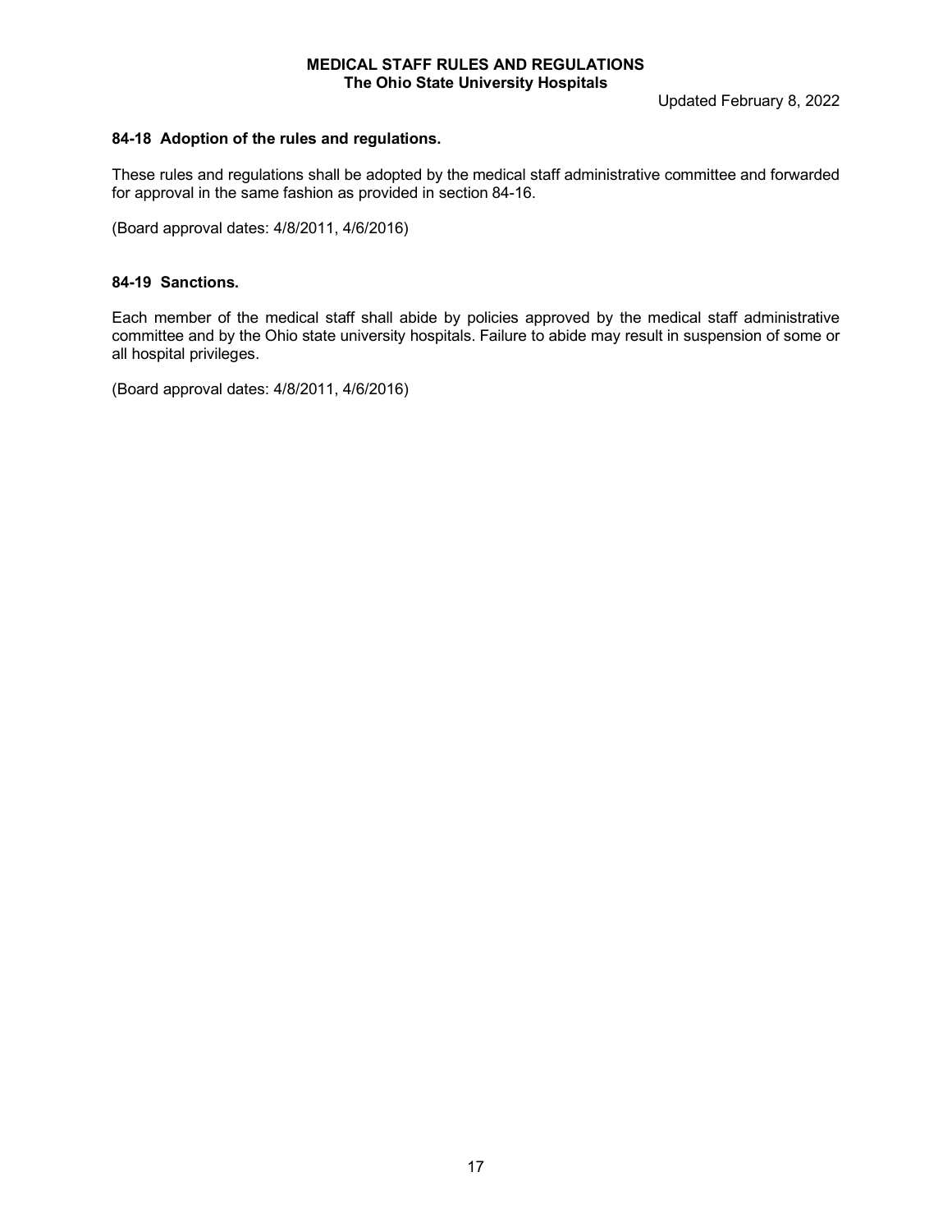### 84-18 Adoption of the rules and regulations.

These rules and regulations shall be adopted by the medical staff administrative committee and forwarded for approval in the same fashion as provided in section 84-16.

(Board approval dates: 4/8/2011, 4/6/2016)

### 84-19 Sanctions.

Each member of the medical staff shall abide by policies approved by the medical staff administrative committee and by the Ohio state university hospitals. Failure to abide may result in suspension of some or all hospital privileges.

(Board approval dates: 4/8/2011, 4/6/2016)